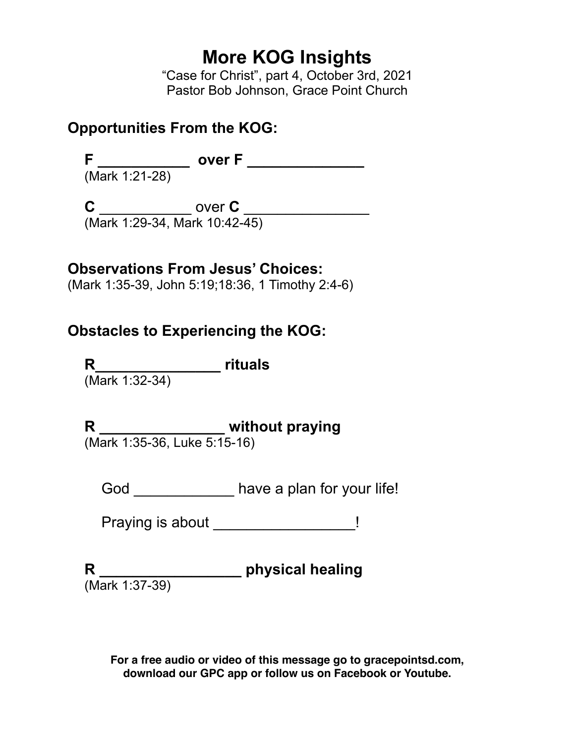# More KOG Insights

"Case for Christ", part 4, October 3rd, 2021
Pastor Bob Johnson, Grace Point Church

## Opportunities From the KOG:

**F ___________ over F ______________**
(Mark 1:21-28)

**C** ___________ over **C** _______________
(Mark 1:29-34, Mark 10:42-45)

## Observations From Jesus' Choices:

(Mark 1:35-39, John 5:19;18:36, 1 Timothy 2:4-6)

## Obstacles to Experiencing the KOG:

**R_______________ rituals**
(Mark 1:32-34)

**R _______________ without praying**
(Mark 1:35-36, Luke 5:15-16)

God ____________ have a plan for your life!

Praying is about ________________!

**R _________________ physical healing**
(Mark 1:37-39)

**For a free audio or video of this message go to gracepointsd.com, download our GPC app or follow us on Facebook or Youtube.**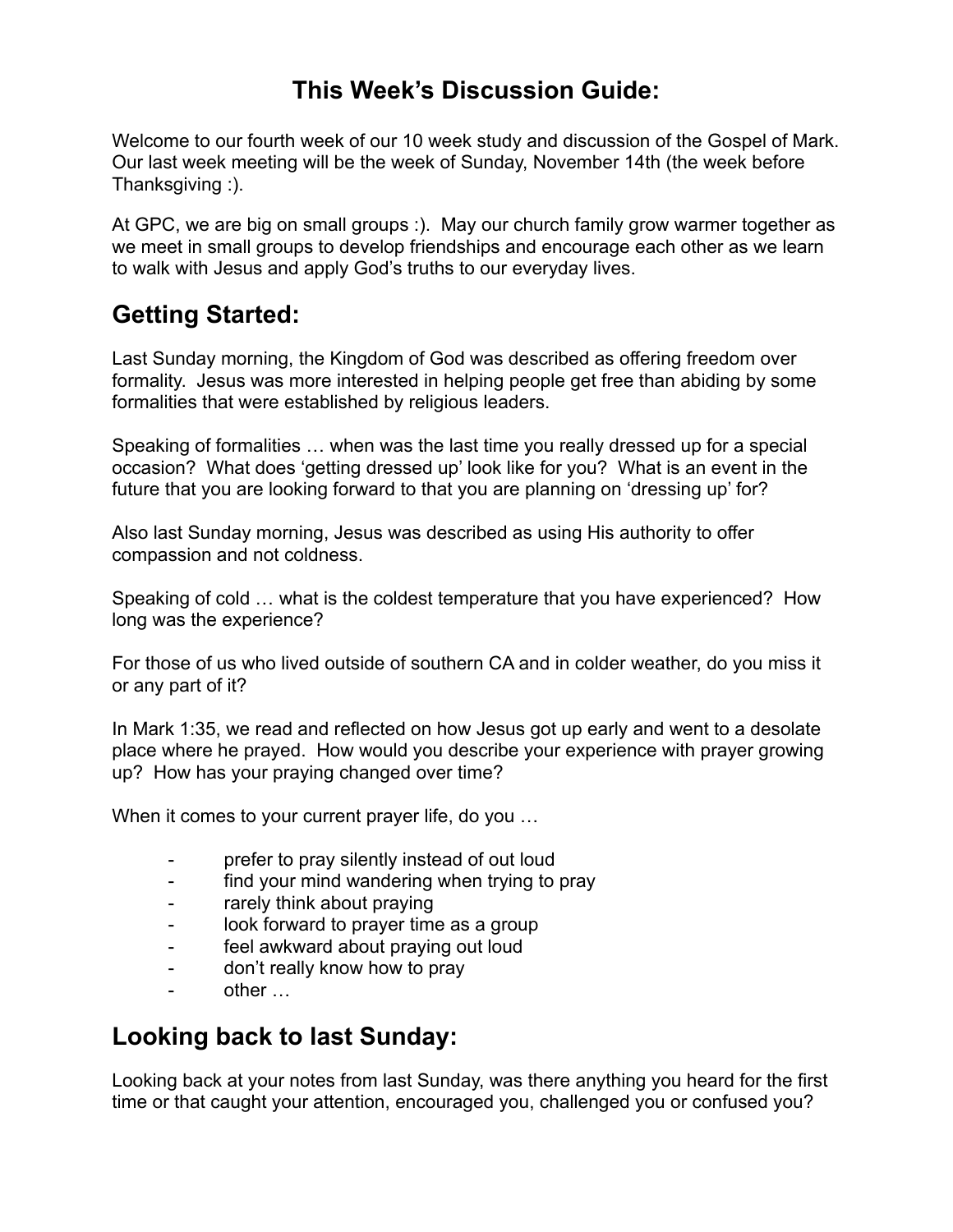# This Week's Discussion Guide:

Welcome to our fourth week of our 10 week study and discussion of the Gospel of Mark. Our last week meeting will be the week of Sunday, November 14th (the week before Thanksgiving :).

At GPC, we are big on small groups :). May our church family grow warmer together as we meet in small groups to develop friendships and encourage each other as we learn to walk with Jesus and apply God's truths to our everyday lives.

## Getting Started:

Last Sunday morning, the Kingdom of God was described as offering freedom over formality. Jesus was more interested in helping people get free than abiding by some formalities that were established by religious leaders.

Speaking of formalities … when was the last time you really dressed up for a special occasion? What does 'getting dressed up' look like for you? What is an event in the future that you are looking forward to that you are planning on 'dressing up' for?

Also last Sunday morning, Jesus was described as using His authority to offer compassion and not coldness.

Speaking of cold … what is the coldest temperature that you have experienced? How long was the experience?

For those of us who lived outside of southern CA and in colder weather, do you miss it or any part of it?

In Mark 1:35, we read and reflected on how Jesus got up early and went to a desolate place where he prayed. How would you describe your experience with prayer growing up? How has your praying changed over time?

When it comes to your current prayer life, do you …

- prefer to pray silently instead of out loud
- find your mind wandering when trying to pray
- rarely think about praying
- look forward to prayer time as a group
- feel awkward about praying out loud
- don't really know how to pray
- other …

## Looking back to last Sunday:

Looking back at your notes from last Sunday, was there anything you heard for the first time or that caught your attention, encouraged you, challenged you or confused you?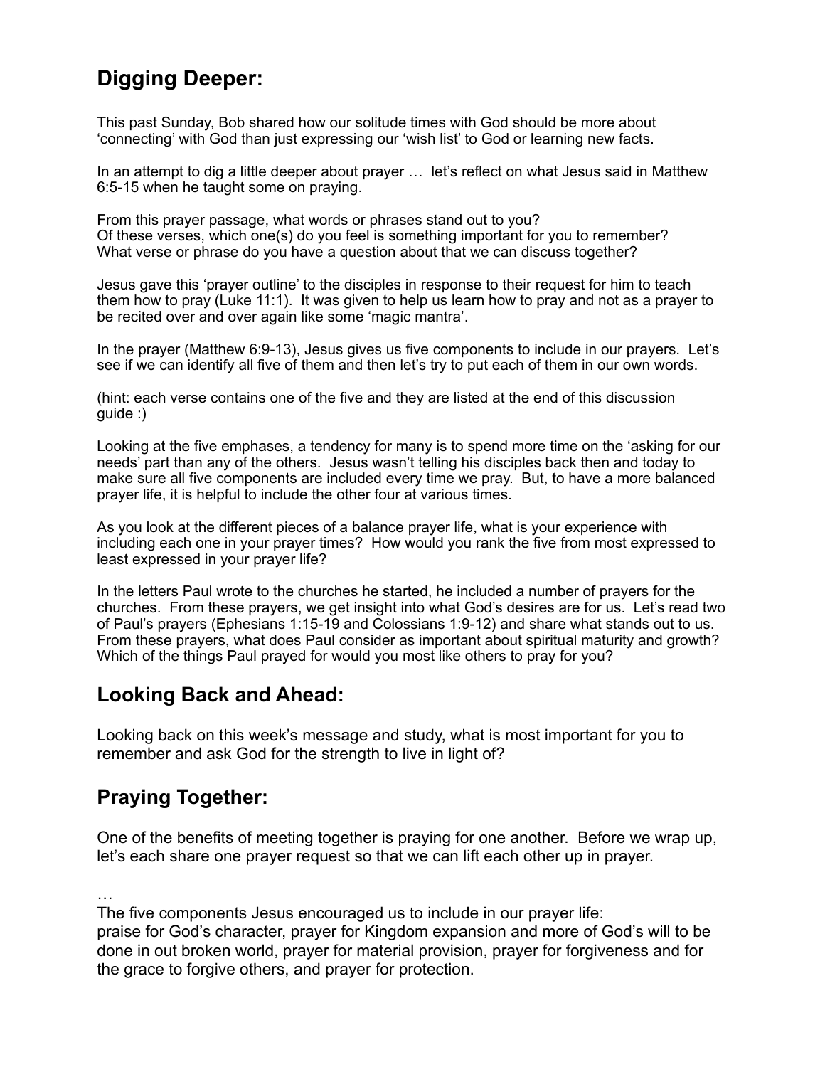## Digging Deeper:

This past Sunday, Bob shared how our solitude times with God should be more about 'connecting' with God than just expressing our 'wish list' to God or learning new facts.

In an attempt to dig a little deeper about prayer … let's reflect on what Jesus said in Matthew 6:5-15 when he taught some on praying.

From this prayer passage, what words or phrases stand out to you?
Of these verses, which one(s) do you feel is something important for you to remember?
What verse or phrase do you have a question about that we can discuss together?

Jesus gave this 'prayer outline' to the disciples in response to their request for him to teach them how to pray (Luke 11:1). It was given to help us learn how to pray and not as a prayer to be recited over and over again like some 'magic mantra'.

In the prayer (Matthew 6:9-13), Jesus gives us five components to include in our prayers. Let's see if we can identify all five of them and then let's try to put each of them in our own words.

(hint: each verse contains one of the five and they are listed at the end of this discussion guide :)

Looking at the five emphases, a tendency for many is to spend more time on the 'asking for our needs' part than any of the others. Jesus wasn't telling his disciples back then and today to make sure all five components are included every time we pray. But, to have a more balanced prayer life, it is helpful to include the other four at various times.

As you look at the different pieces of a balance prayer life, what is your experience with including each one in your prayer times? How would you rank the five from most expressed to least expressed in your prayer life?

In the letters Paul wrote to the churches he started, he included a number of prayers for the churches. From these prayers, we get insight into what God's desires are for us. Let's read two of Paul's prayers (Ephesians 1:15-19 and Colossians 1:9-12) and share what stands out to us. From these prayers, what does Paul consider as important about spiritual maturity and growth? Which of the things Paul prayed for would you most like others to pray for you?

## Looking Back and Ahead:

Looking back on this week's message and study, what is most important for you to remember and ask God for the strength to live in light of?

## Praying Together:

One of the benefits of meeting together is praying for one another. Before we wrap up, let's each share one prayer request so that we can lift each other up in prayer.

…
The five components Jesus encouraged us to include in our prayer life:
praise for God's character, prayer for Kingdom expansion and more of God's will to be done in out broken world, prayer for material provision, prayer for forgiveness and for the grace to forgive others, and prayer for protection.